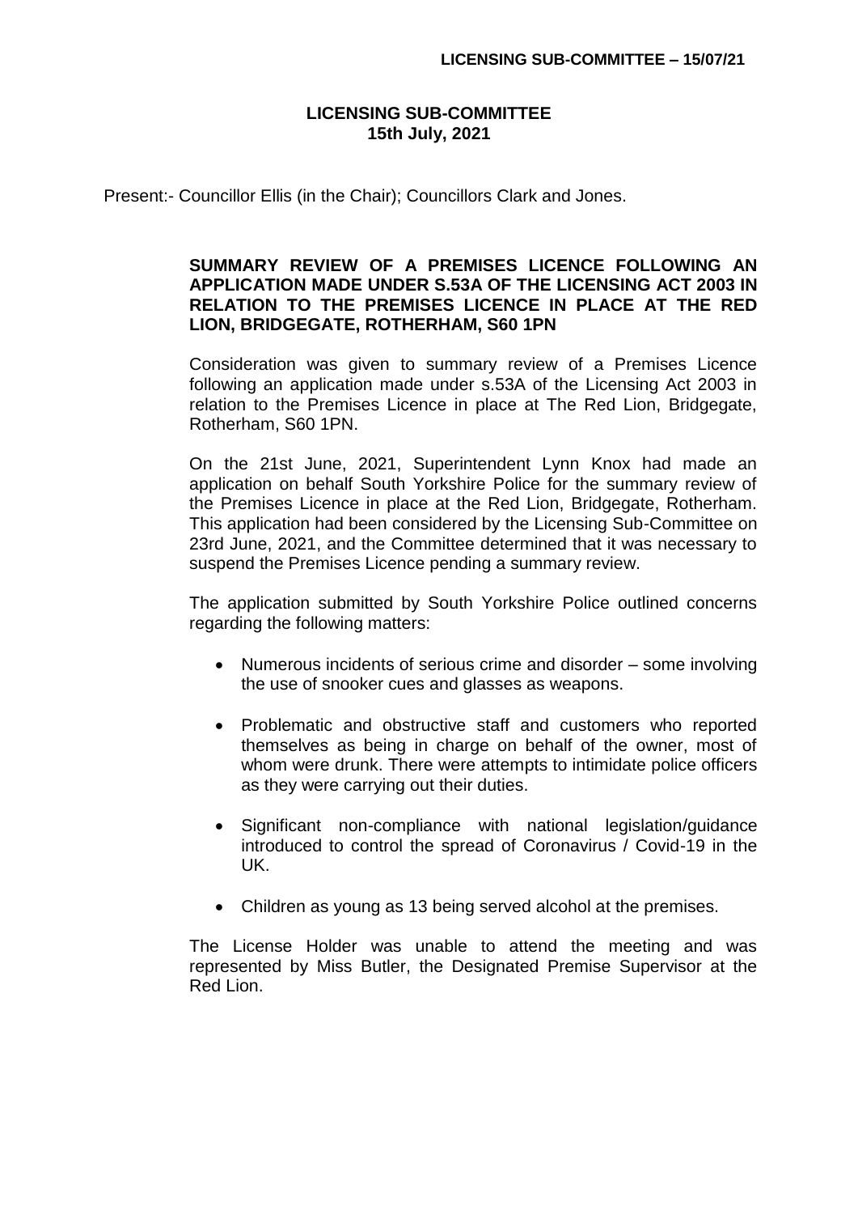# LICENSING SUB-COMMITTEE
## 15th July, 2021

Present:- Councillor Ellis (in the Chair); Councillors Clark and Jones.

### SUMMARY REVIEW OF A PREMISES LICENCE FOLLOWING AN APPLICATION MADE UNDER S.53A OF THE LICENSING ACT 2003 IN RELATION TO THE PREMISES LICENCE IN PLACE AT THE RED LION, BRIDGEGATE, ROTHERHAM, S60 1PN

Consideration was given to summary review of a Premises Licence following an application made under s.53A of the Licensing Act 2003 in relation to the Premises Licence in place at The Red Lion, Bridgegate, Rotherham, S60 1PN.

On the 21st June, 2021, Superintendent Lynn Knox had made an application on behalf South Yorkshire Police for the summary review of the Premises Licence in place at the Red Lion, Bridgegate, Rotherham. This application had been considered by the Licensing Sub-Committee on 23rd June, 2021, and the Committee determined that it was necessary to suspend the Premises Licence pending a summary review.

The application submitted by South Yorkshire Police outlined concerns regarding the following matters:

- Numerous incidents of serious crime and disorder – some involving the use of snooker cues and glasses as weapons.
- Problematic and obstructive staff and customers who reported themselves as being in charge on behalf of the owner, most of whom were drunk. There were attempts to intimidate police officers as they were carrying out their duties.
- Significant non-compliance with national legislation/guidance introduced to control the spread of Coronavirus / Covid-19 in the UK.
- Children as young as 13 being served alcohol at the premises.

The License Holder was unable to attend the meeting and was represented by Miss Butler, the Designated Premise Supervisor at the Red Lion.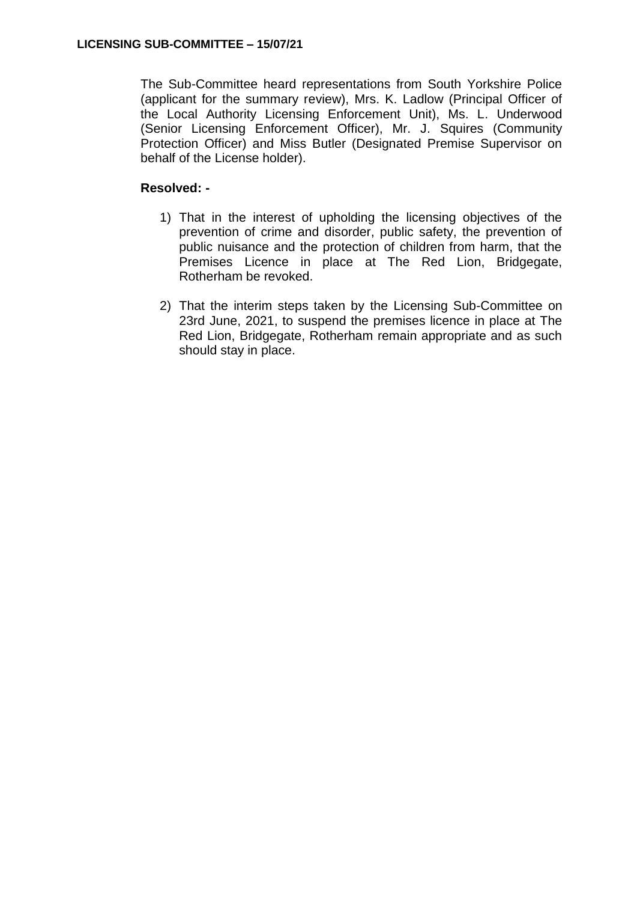The Sub-Committee heard representations from South Yorkshire Police (applicant for the summary review), Mrs. K. Ladlow (Principal Officer of the Local Authority Licensing Enforcement Unit), Ms. L. Underwood (Senior Licensing Enforcement Officer), Mr. J. Squires (Community Protection Officer) and Miss Butler (Designated Premise Supervisor on behalf of the License holder).

**Resolved: -**

1) That in the interest of upholding the licensing objectives of the prevention of crime and disorder, public safety, the prevention of public nuisance and the protection of children from harm, that the Premises Licence in place at The Red Lion, Bridgegate, Rotherham be revoked.

2) That the interim steps taken by the Licensing Sub-Committee on 23rd June, 2021, to suspend the premises licence in place at The Red Lion, Bridgegate, Rotherham remain appropriate and as such should stay in place.